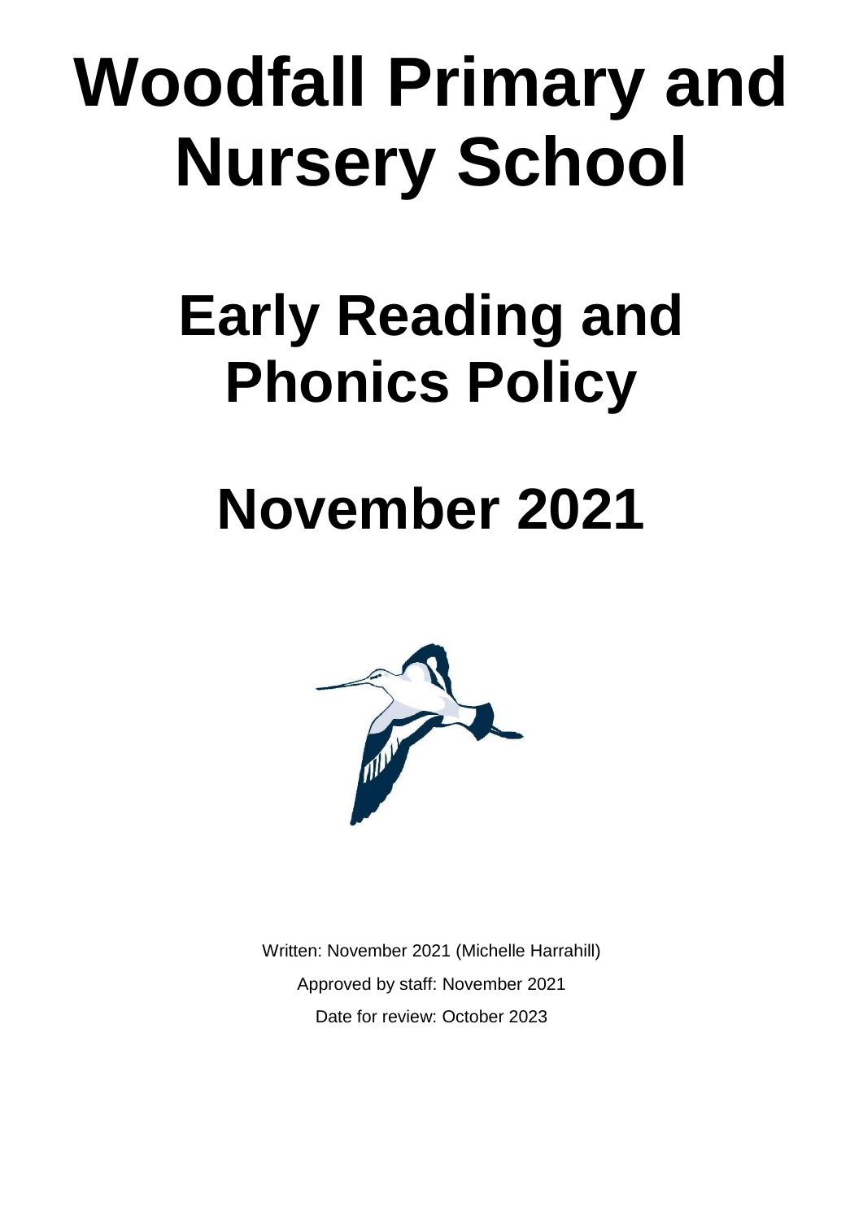# Woodfall Primary and Nursery School

# Early Reading and Phonics Policy

# November 2021

Written: November 2021 (Michelle Harrahill)

Approved by staff: November 2021

Date for review: October 2023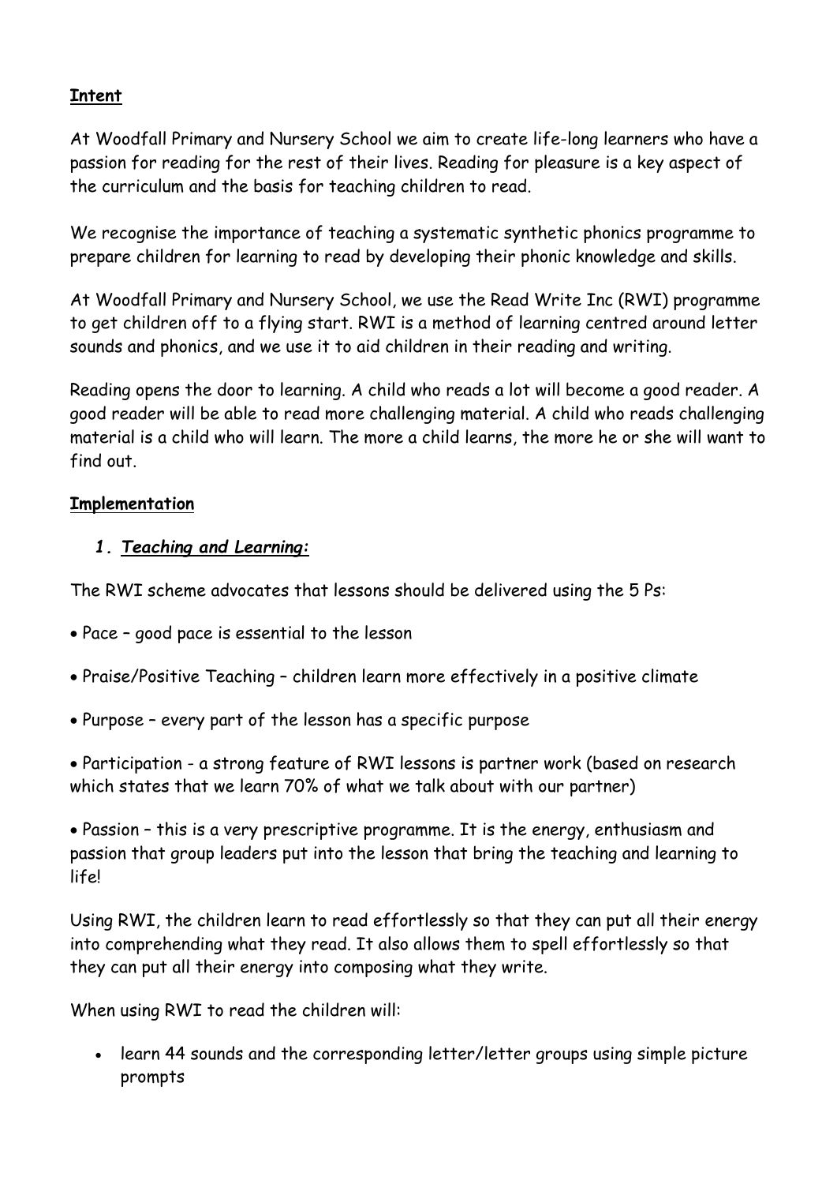## **Intent**

At Woodfall Primary and Nursery School we aim to create life-long learners who have a passion for reading for the rest of their lives. Reading for pleasure is a key aspect of the curriculum and the basis for teaching children to read.

We recognise the importance of teaching a systematic synthetic phonics programme to prepare children for learning to read by developing their phonic knowledge and skills.

At Woodfall Primary and Nursery School, we use the Read Write Inc (RWI) programme to get children off to a flying start. RWI is a method of learning centred around letter sounds and phonics, and we use it to aid children in their reading and writing.

Reading opens the door to learning. A child who reads a lot will become a good reader. A good reader will be able to read more challenging material. A child who reads challenging material is a child who will learn. The more a child learns, the more he or she will want to find out.

## **Implementation**

### *1. Teaching and Learning:*

The RWI scheme advocates that lessons should be delivered using the 5 Ps:

- Pace – good pace is essential to the lesson
- Praise/Positive Teaching – children learn more effectively in a positive climate
- Purpose – every part of the lesson has a specific purpose
- Participation - a strong feature of RWI lessons is partner work (based on research which states that we learn 70% of what we talk about with our partner)
- Passion – this is a very prescriptive programme. It is the energy, enthusiasm and passion that group leaders put into the lesson that bring the teaching and learning to life!

Using RWI, the children learn to read effortlessly so that they can put all their energy into comprehending what they read. It also allows them to spell effortlessly so that they can put all their energy into composing what they write.

When using RWI to read the children will:

- learn 44 sounds and the corresponding letter/letter groups using simple picture prompts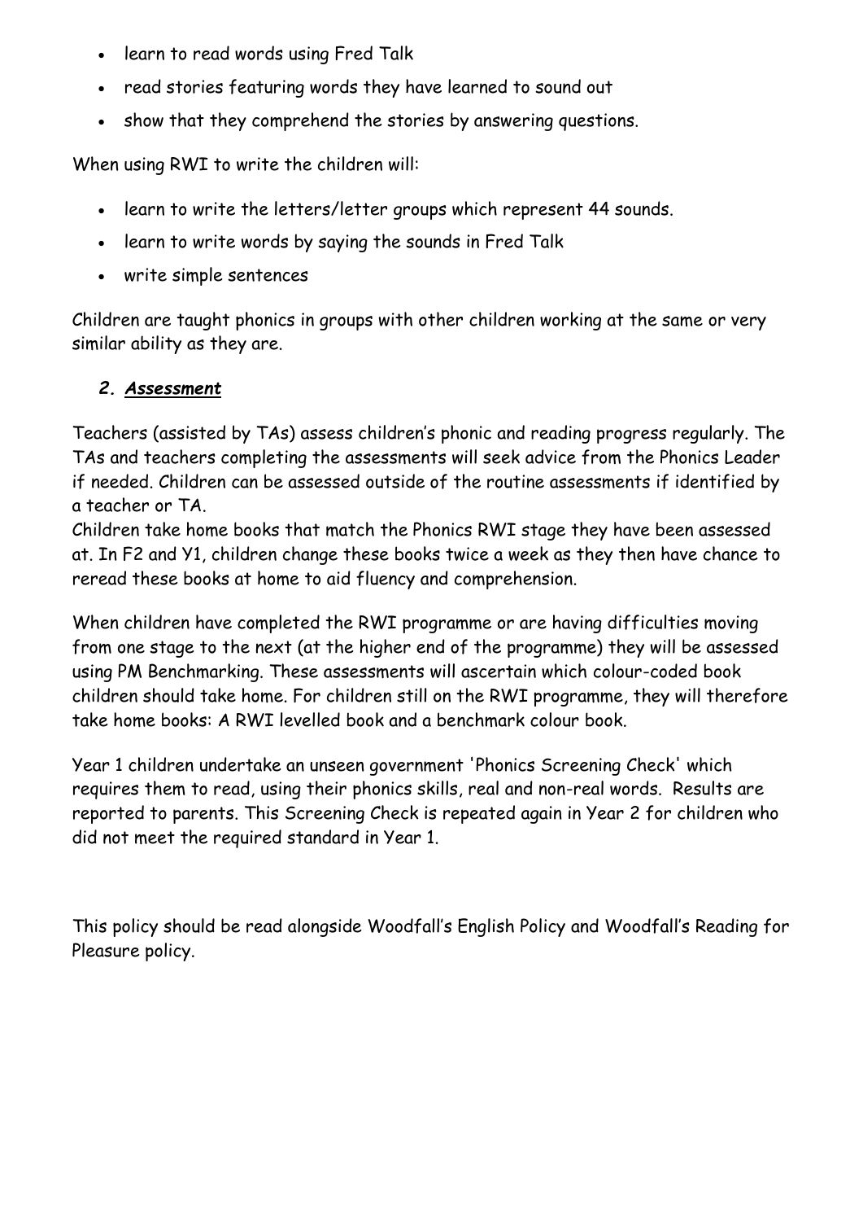- learn to read words using Fred Talk
- read stories featuring words they have learned to sound out
- show that they comprehend the stories by answering questions.

When using RWI to write the children will:

- learn to write the letters/letter groups which represent 44 sounds.
- learn to write words by saying the sounds in Fred Talk
- write simple sentences

Children are taught phonics in groups with other children working at the same or very similar ability as they are.

## 2. ***Assessment***

Teachers (assisted by TAs) assess children's phonic and reading progress regularly. The TAs and teachers completing the assessments will seek advice from the Phonics Leader if needed. Children can be assessed outside of the routine assessments if identified by a teacher or TA.
Children take home books that match the Phonics RWI stage they have been assessed at. In F2 and Y1, children change these books twice a week as they then have chance to reread these books at home to aid fluency and comprehension.

When children have completed the RWI programme or are having difficulties moving from one stage to the next (at the higher end of the programme) they will be assessed using PM Benchmarking. These assessments will ascertain which colour-coded book children should take home. For children still on the RWI programme, they will therefore take home books: A RWI levelled book and a benchmark colour book.

Year 1 children undertake an unseen government 'Phonics Screening Check' which requires them to read, using their phonics skills, real and non-real words. Results are reported to parents. This Screening Check is repeated again in Year 2 for children who did not meet the required standard in Year 1.

This policy should be read alongside Woodfall's English Policy and Woodfall's Reading for Pleasure policy.